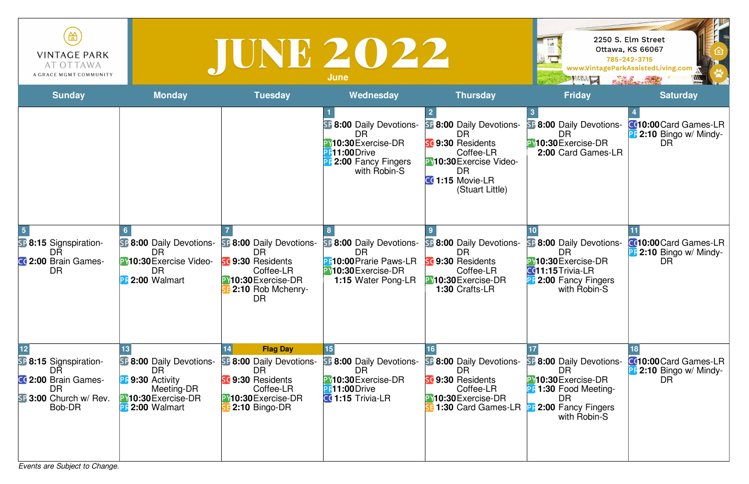VINTAGE PARK AT OTTAWA
A GRACE MGMT COMMUNITY

# JUNE 2022

June

2250 S. Elm Street
Ottawa, KS 66067
785-242-3715
www.VintageParkAssistedLiving.com

| Sunday | Monday | Tuesday | Wednesday | Thursday | Friday | Saturday |
|---|---|---|---|---|---|---|
| | | | **1**<br>SP **8:00** Daily Devotions-DR<br>PY **10:30** Exercise-DR<br>PR **11:00** Drive<br>PR **2:00** Fancy Fingers with Robin-S | **2**<br>SP **8:00** Daily Devotions-DR<br>SO **9:30** Residents Coffee-LR<br>PY **10:30** Exercise Video-DR<br>CO **1:15** Movie-LR (Stuart Little) | **3**<br>SP **8:00** Daily Devotions-DR<br>PY **10:30** Exercise-DR<br>**2:00** Card Games-LR | **4**<br>CO **10:00** Card Games-LR<br>PR **2:10** Bingo w/ Mindy-DR |
| **5**<br>SP **8:15** Signspiration-DR<br>CO **2:00** Brain Games-DR | **6**<br>SP **8:00** Daily Devotions-DR<br>PY **10:30** Exercise Video-DR<br>PR **2:00** Walmart | **7**<br>SP **8:00** Daily Devotions-DR<br>SO **9:30** Residents Coffee-LR<br>PY **10:30** Exercise-DR<br>SE **2:10** Rob Mchenry-DR | **8**<br>SP **8:00** Daily Devotions-DR<br>PR **10:00** Prarie Paws-LR<br>PY **10:30** Exercise-DR<br>**1:15** Water Pong-LR | **9**<br>SP **8:00** Daily Devotions-DR<br>SO **9:30** Residents Coffee-LR<br>PY **10:30** Exercise-DR<br>**1:30** Crafts-LR | **10**<br>SP **8:00** Daily Devotions-DR<br>PY **10:30** Exercise-DR<br>CO **11:15** Trivia-LR<br>PR **2:00** Fancy Fingers with Robin-S | **11**<br>CO **10:00** Card Games-LR<br>PR **2:10** Bingo w/ Mindy-DR |
| **12**<br>SP **8:15** Signspiration-DR<br>CO **2:00** Brain Games-DR<br>SP **3:00** Church w/ Rev. Bob-DR | **13**<br>SP **8:00** Daily Devotions-DR<br>PR **9:30** Activity Meeting-DR<br>PY **10:30** Exercise-DR<br>PR **2:00** Walmart | **14** Flag Day<br>SP **8:00** Daily Devotions-DR<br>SO **9:30** Residents Coffee-LR<br>PY **10:30** Exercise-DR<br>SE **2:10** Bingo-DR | **15**<br>SP **8:00** Daily Devotions-DR<br>PY **10:30** Exercise-DR<br>PR **11:00** Drive<br>CO **1:15** Trivia-LR | **16**<br>SP **8:00** Daily Devotions-DR<br>SO **9:30** Residents Coffee-LR<br>PY **10:30** Exercise-DR<br>SE **1:30** Card Games-LR | **17**<br>SP **8:00** Daily Devotions-DR<br>PY **10:30** Exercise-DR<br>PR **1:30** Food Meeting-DR<br>PR **2:00** Fancy Fingers with Robin-S | **18**<br>CO **10:00** Card Games-LR<br>PR **2:10** Bingo w/ Mindy-DR |

*Events are Subject to Change.*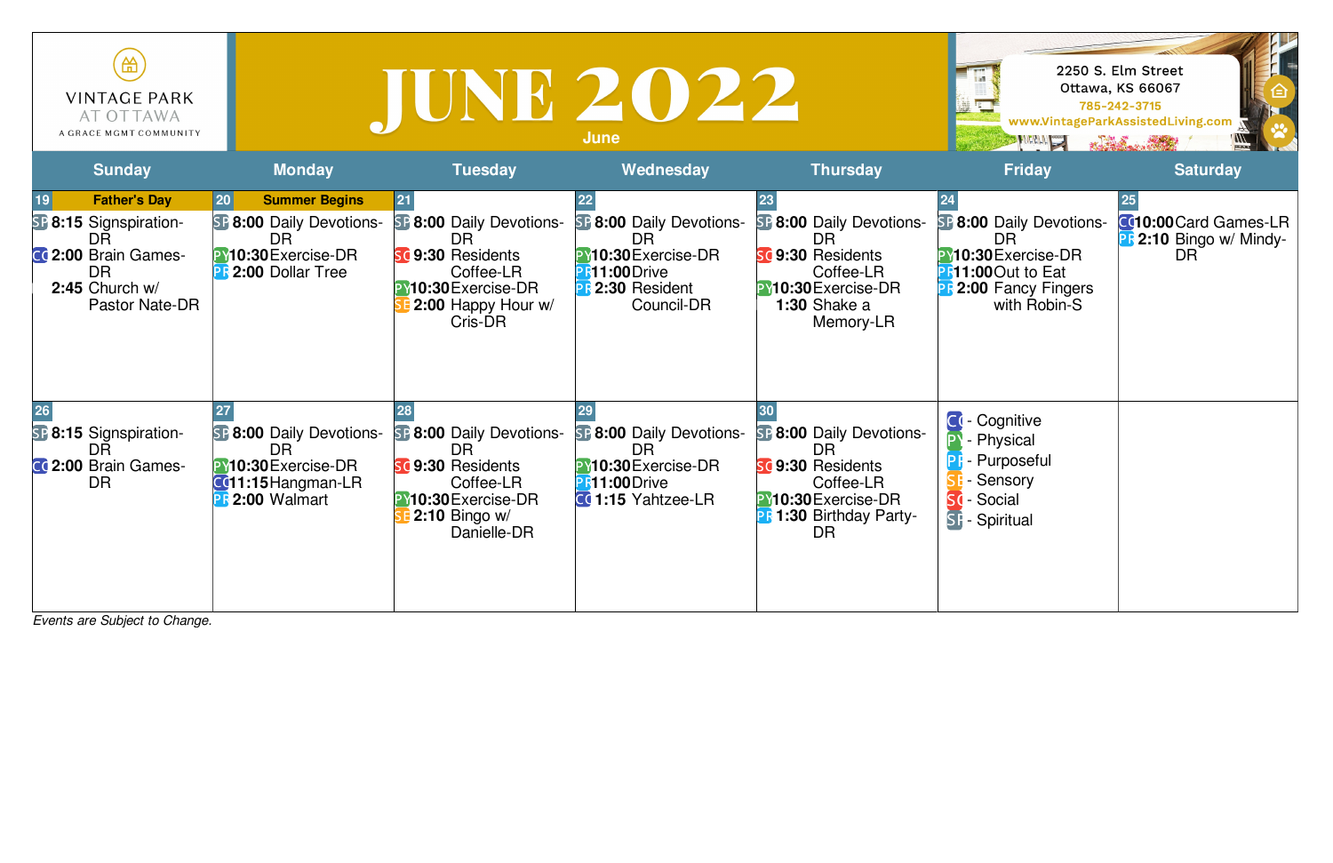VINTAGE PARK AT OTTAWA
A GRACE MGMT COMMUNITY

# JUNE 2022

June

2250 S. Elm Street
Ottawa, KS 66067
785-242-3715
www.VintageParkAssistedLiving.com

| Sunday | Monday | Tuesday | Wednesday | Thursday | Friday | Saturday |
|---|---|---|---|---|---|---|
| 19 **Father's Day**<br>SP **8:15** Signspiration-DR<br>CO **2:00** Brain Games-DR<br>**2:45** Church w/ Pastor Nate-DR | 20 **Summer Begins**<br>SP **8:00** Daily Devotions-DR<br>PY **10:30** Exercise-DR<br>PR **2:00** Dollar Tree | 21<br>SP **8:00** Daily Devotions-DR<br>SO **9:30** Residents Coffee-LR<br>PY **10:30** Exercise-DR<br>SE **2:00** Happy Hour w/ Cris-DR | 22<br>SP **8:00** Daily Devotions-DR<br>PY **10:30** Exercise-DR<br>PR **11:00** Drive<br>PR **2:30** Resident Council-DR | 23<br>SP **8:00** Daily Devotions-DR<br>SO **9:30** Residents Coffee-LR<br>PY **10:30** Exercise-DR<br>**1:30** Shake a Memory-LR | 24<br>SP **8:00** Daily Devotions-DR<br>PY **10:30** Exercise-DR<br>PR **11:00** Out to Eat<br>PR **2:00** Fancy Fingers with Robin-S | 25<br>CO **10:00** Card Games-LR<br>PR **2:10** Bingo w/ Mindy-DR |
| 26<br>SP **8:15** Signspiration-DR<br>CO **2:00** Brain Games-DR | 27<br>SP **8:00** Daily Devotions-DR<br>PY **10:30** Exercise-DR<br>CO **11:15** Hangman-LR<br>PR **2:00** Walmart | 28<br>SP **8:00** Daily Devotions-DR<br>SO **9:30** Residents Coffee-LR<br>PY **10:30** Exercise-DR<br>SE **2:10** Bingo w/ Danielle-DR | 29<br>SP **8:00** Daily Devotions-DR<br>PY **10:30** Exercise-DR<br>PR **11:00** Drive<br>CO **1:15** Yahtzee-LR | 30<br>SP **8:00** Daily Devotions-DR<br>SO **9:30** Residents Coffee-LR<br>PY **10:30** Exercise-DR<br>PR **1:30** Birthday Party-DR | CO - Cognitive<br>PY - Physical<br>PR - Purposeful<br>SE - Sensory<br>SO - Social<br>SP - Spiritual | |

*Events are Subject to Change.*